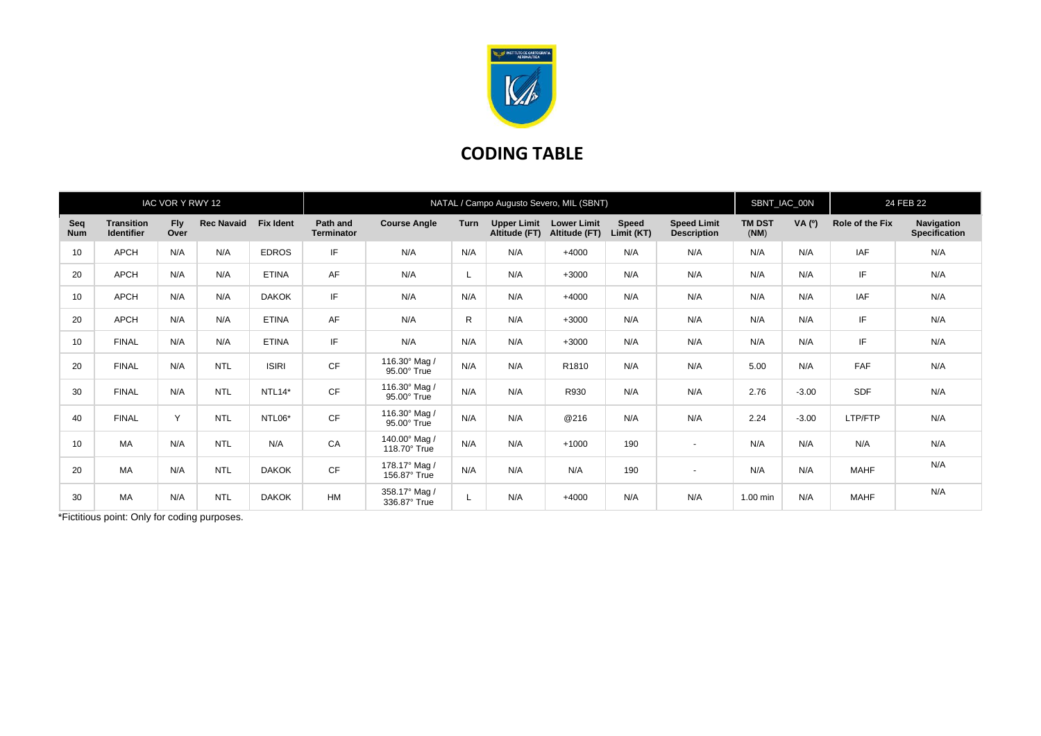# CODING TABLE

| IAC VOR Y RWY 12 | | | | | NATAL / Campo Augusto Severo, MIL (SBNT) | | | | | | | SBNT_IAC_00N | | 24 FEB 22 | |
|---|---|---|---|---|---|---|---|---|---|---|---|---|---|---|---|
| Seq Num | Transition Identifier | Fly Over | Rec Navaid | Fix Ident | Path and Terminator | Course Angle | Turn | Upper Limit Altitude (FT) | Lower Limit Altitude (FT) | Speed Limit (KT) | Speed Limit Description | TM DST (NM) | VA (º) | Role of the Fix | Navigation Specification |
| 10 | APCH | N/A | N/A | EDROS | IF | N/A | N/A | N/A | +4000 | N/A | N/A | N/A | N/A | IAF | N/A |
| 20 | APCH | N/A | N/A | ETINA | AF | N/A | L | N/A | +3000 | N/A | N/A | N/A | N/A | IF | N/A |
| 10 | APCH | N/A | N/A | DAKOK | IF | N/A | N/A | N/A | +4000 | N/A | N/A | N/A | N/A | IAF | N/A |
| 20 | APCH | N/A | N/A | ETINA | AF | N/A | R | N/A | +3000 | N/A | N/A | N/A | N/A | IF | N/A |
| 10 | FINAL | N/A | N/A | ETINA | IF | N/A | N/A | N/A | +3000 | N/A | N/A | N/A | N/A | IF | N/A |
| 20 | FINAL | N/A | NTL | ISIRI | CF | 116.30° Mag / 95.00° True | N/A | N/A | R1810 | N/A | N/A | 5.00 | N/A | FAF | N/A |
| 30 | FINAL | N/A | NTL | NTL14* | CF | 116.30° Mag / 95.00° True | N/A | N/A | R930 | N/A | N/A | 2.76 | -3.00 | SDF | N/A |
| 40 | FINAL | Y | NTL | NTL06* | CF | 116.30° Mag / 95.00° True | N/A | N/A | @216 | N/A | N/A | 2.24 | -3.00 | LTP/FTP | N/A |
| 10 | MA | N/A | NTL | N/A | CA | 140.00° Mag / 118.70° True | N/A | N/A | +1000 | 190 | - | N/A | N/A | N/A | N/A |
| 20 | MA | N/A | NTL | DAKOK | CF | 178.17° Mag / 156.87° True | N/A | N/A | N/A | 190 | - | N/A | N/A | MAHF | N/A |
| 30 | MA | N/A | NTL | DAKOK | HM | 358.17° Mag / 336.87° True | L | N/A | +4000 | N/A | N/A | 1.00 min | N/A | MAHF | N/A |

*Fictitious point: Only for coding purposes.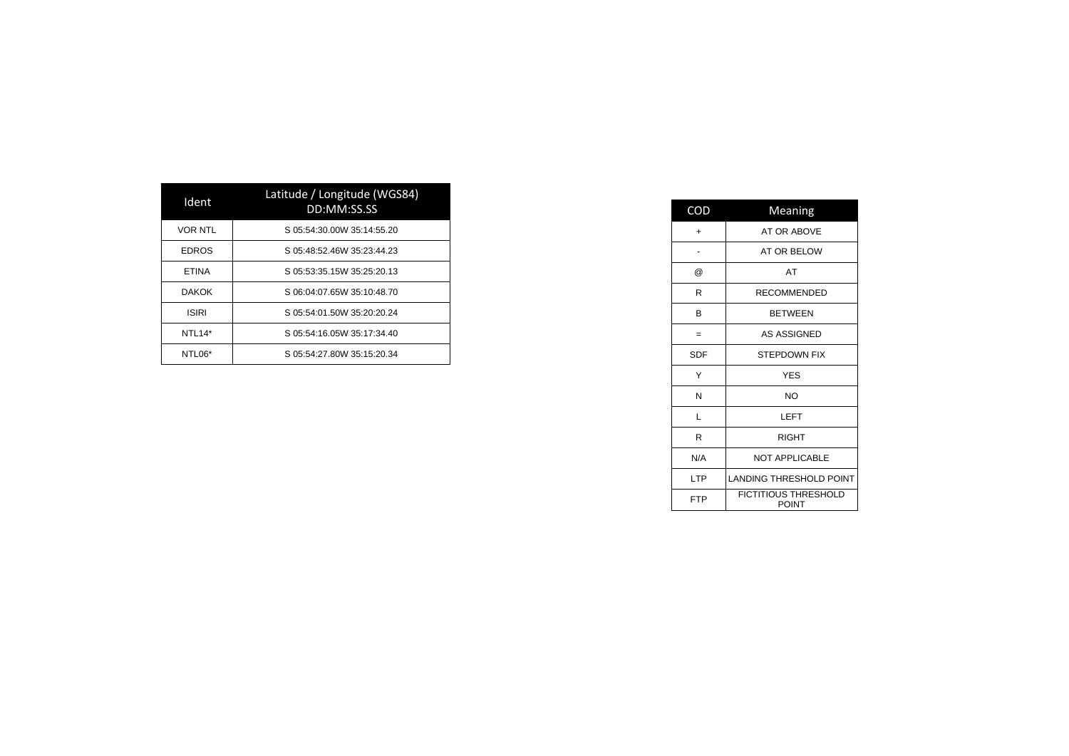| Ident | Latitude / Longitude (WGS84) DD:MM:SS.SS |
|---|---|
| VOR NTL | S 05:54:30.00W 35:14:55.20 |
| EDROS | S 05:48:52.46W 35:23:44.23 |
| ETINA | S 05:53:35.15W 35:25:20.13 |
| DAKOK | S 06:04:07.65W 35:10:48.70 |
| ISIRI | S 05:54:01.50W 35:20:20.24 |
| NTL14* | S 05:54:16.05W 35:17:34.40 |
| NTL06* | S 05:54:27.80W 35:15:20.34 |

| COD | Meaning |
|---|---|
| + | AT OR ABOVE |
| - | AT OR BELOW |
| @ | AT |
| R | RECOMMENDED |
| B | BETWEEN |
| = | AS ASSIGNED |
| SDF | STEPDOWN FIX |
| Y | YES |
| N | NO |
| L | LEFT |
| R | RIGHT |
| N/A | NOT APPLICABLE |
| LTP | LANDING THRESHOLD POINT |
| FTP | FICTITIOUS THRESHOLD POINT |